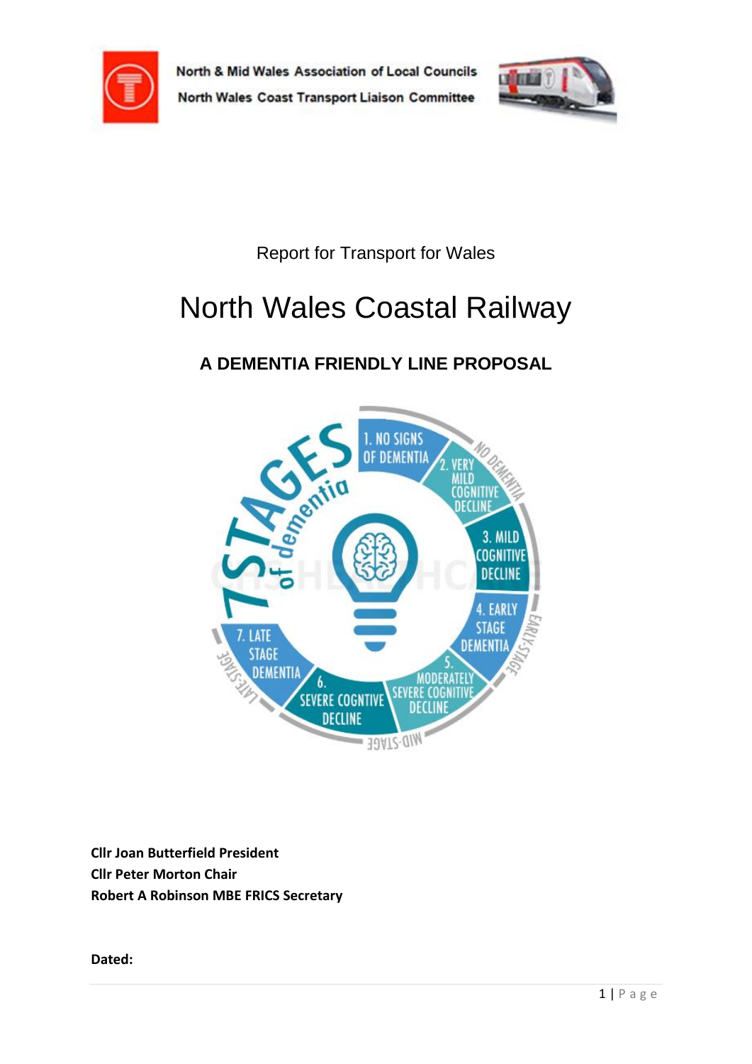North & Mid Wales Association of Local Councils
North Wales Coast Transport Liaison Committee

Report for Transport for Wales

# North Wales Coastal Railway

## A DEMENTIA FRIENDLY LINE PROPOSAL

7 STAGES of dementia

1. NO SIGNS OF DEMENTIA
2. VERY MILD COGNITIVE DECLINE
3. MILD COGNITIVE DECLINE
4. EARLY STAGE DEMENTIA
5. MODERATELY SEVERE COGNITIVE DECLINE
6. SEVERE COGNTIVE DECLINE
7. LATE STAGE DEMENTIA

NO DEMENTIA
EARLY-STAGE
MID-STAGE
LATE-STAGE

**Cllr Joan Butterfield President**
**Cllr Peter Morton Chair**
**Robert A Robinson MBE FRICS Secretary**

**Dated:**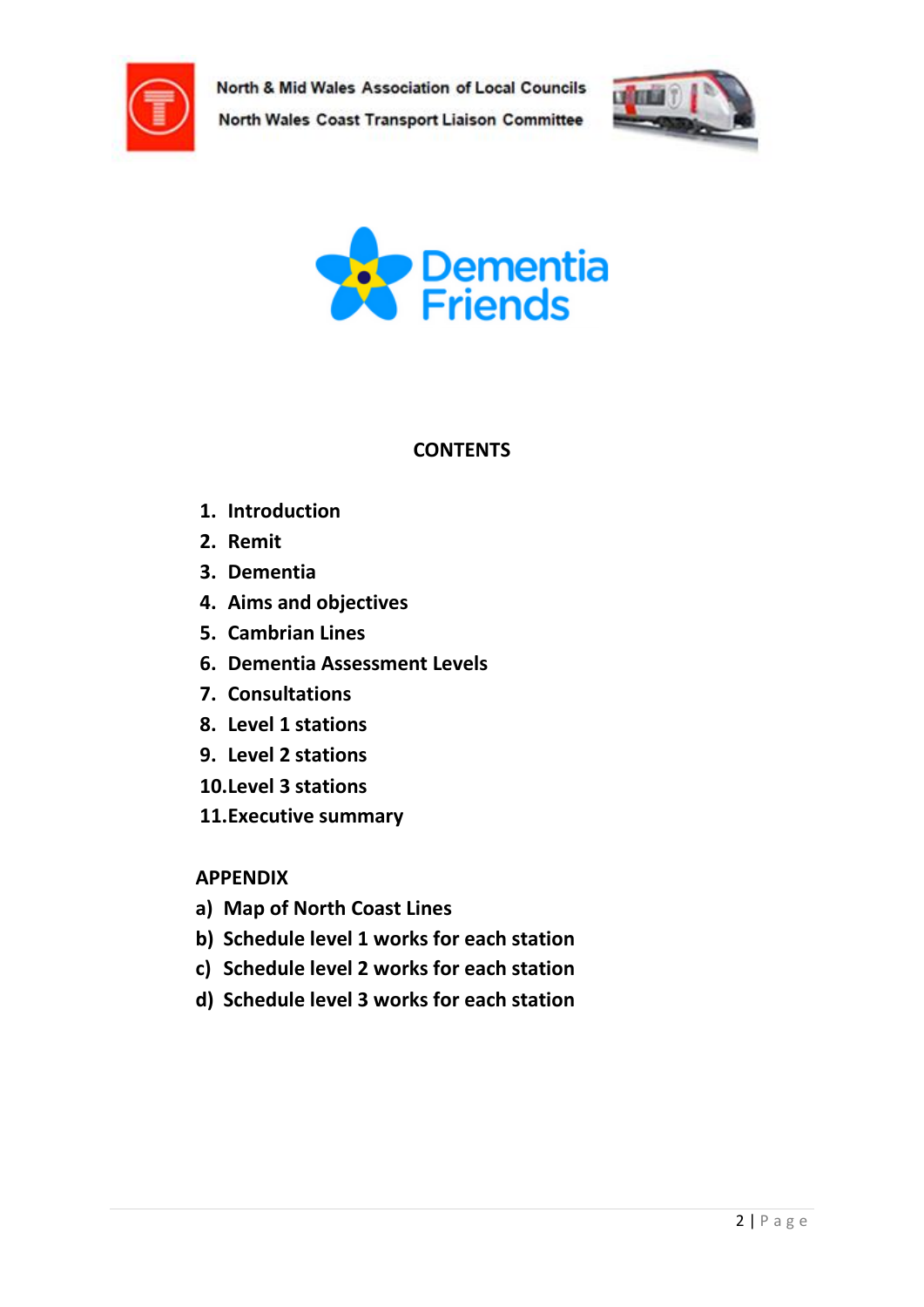North & Mid Wales Association of Local Councils

North Wales Coast Transport Liaison Committee

Dementia Friends

## CONTENTS

1. Introduction
2. Remit
3. Dementia
4. Aims and objectives
5. Cambrian Lines
6. Dementia Assessment Levels
7. Consultations
8. Level 1 stations
9. Level 2 stations
10. Level 3 stations
11. Executive summary

## APPENDIX

a) Map of North Coast Lines
b) Schedule level 1 works for each station
c) Schedule level 2 works for each station
d) Schedule level 3 works for each station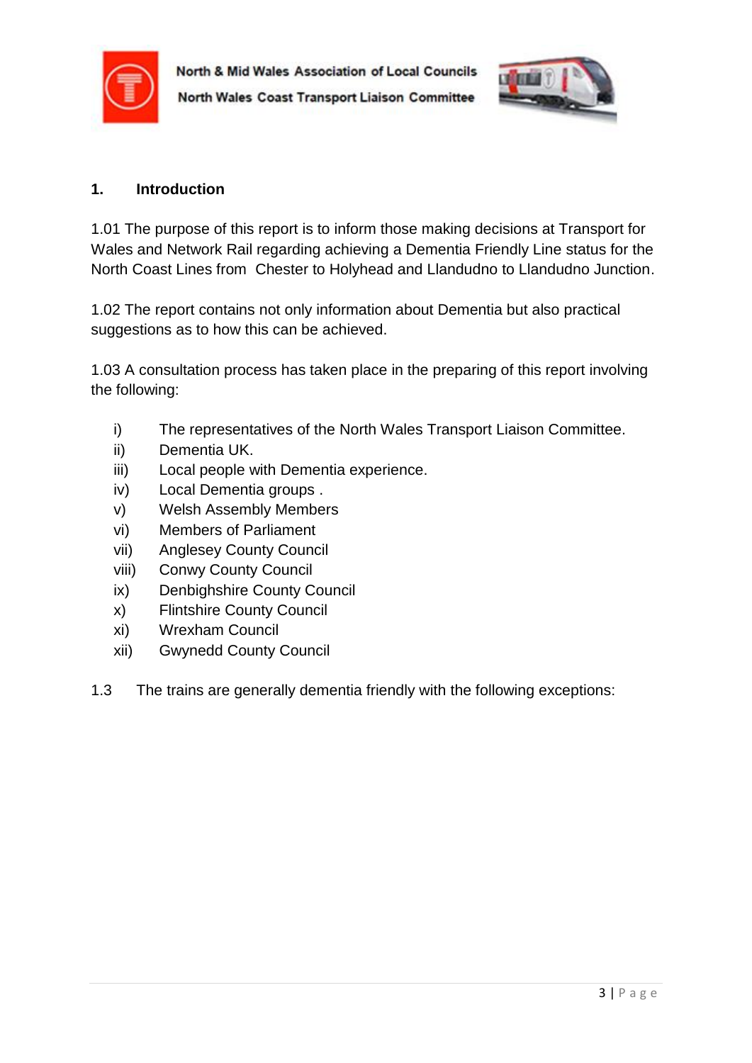## 1. Introduction

1.01 The purpose of this report is to inform those making decisions at Transport for Wales and Network Rail regarding achieving a Dementia Friendly Line status for the North Coast Lines from Chester to Holyhead and Llandudno to Llandudno Junction.

1.02 The report contains not only information about Dementia but also practical suggestions as to how this can be achieved.

1.03 A consultation process has taken place in the preparing of this report involving the following:

- i) The representatives of the North Wales Transport Liaison Committee.
- ii) Dementia UK.
- iii) Local people with Dementia experience.
- iv) Local Dementia groups .
- v) Welsh Assembly Members
- vi) Members of Parliament
- vii) Anglesey County Council
- viii) Conwy County Council
- ix) Denbighshire County Council
- x) Flintshire County Council
- xi) Wrexham Council
- xii) Gwynedd County Council

1.3 The trains are generally dementia friendly with the following exceptions: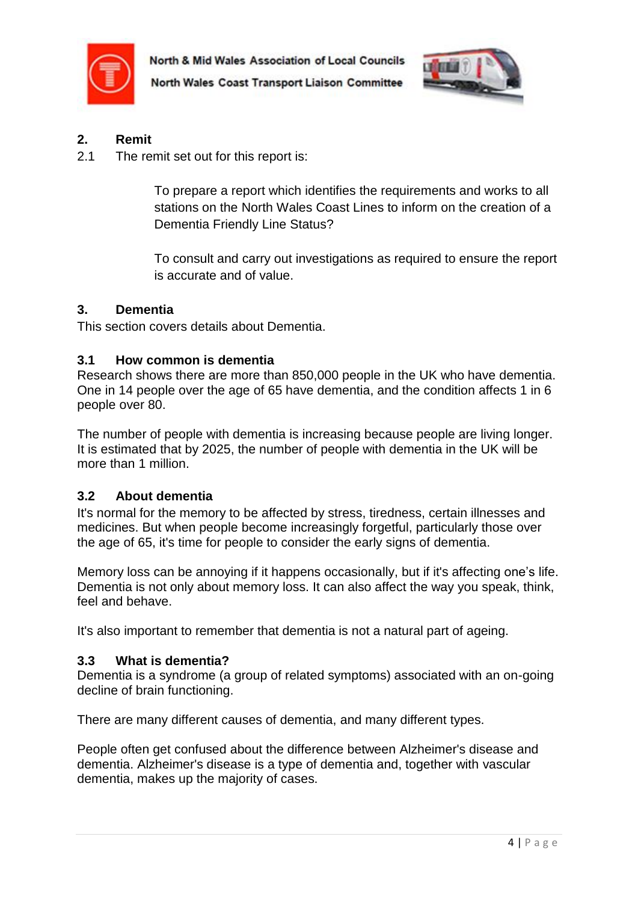## 2. Remit

2.1 The remit set out for this report is:

> To prepare a report which identifies the requirements and works to all stations on the North Wales Coast Lines to inform on the creation of a Dementia Friendly Line Status?
>
> To consult and carry out investigations as required to ensure the report is accurate and of value.

## 3. Dementia

This section covers details about Dementia.

### 3.1 How common is dementia

Research shows there are more than 850,000 people in the UK who have dementia. One in 14 people over the age of 65 have dementia, and the condition affects 1 in 6 people over 80.

The number of people with dementia is increasing because people are living longer. It is estimated that by 2025, the number of people with dementia in the UK will be more than 1 million.

### 3.2 About dementia

It's normal for the memory to be affected by stress, tiredness, certain illnesses and medicines. But when people become increasingly forgetful, particularly those over the age of 65, it's time for people to consider the early signs of dementia.

Memory loss can be annoying if it happens occasionally, but if it's affecting one's life. Dementia is not only about memory loss. It can also affect the way you speak, think, feel and behave.

It's also important to remember that dementia is not a natural part of ageing.

### 3.3 What is dementia?

Dementia is a syndrome (a group of related symptoms) associated with an on-going decline of brain functioning.

There are many different causes of dementia, and many different types.

People often get confused about the difference between Alzheimer's disease and dementia. Alzheimer's disease is a type of dementia and, together with vascular dementia, makes up the majority of cases.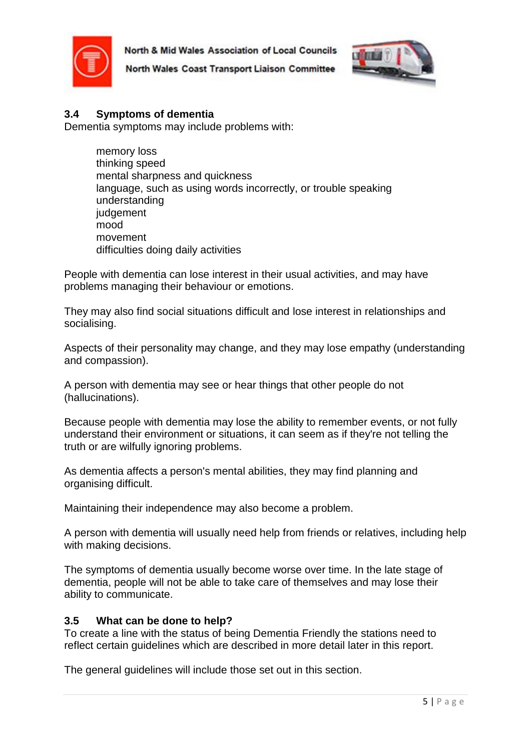### 3.4 Symptoms of dementia

Dementia symptoms may include problems with:

- memory loss
- thinking speed
- mental sharpness and quickness
- language, such as using words incorrectly, or trouble speaking
- understanding
- judgement
- mood
- movement
- difficulties doing daily activities

People with dementia can lose interest in their usual activities, and may have problems managing their behaviour or emotions.

They may also find social situations difficult and lose interest in relationships and socialising.

Aspects of their personality may change, and they may lose empathy (understanding and compassion).

A person with dementia may see or hear things that other people do not (hallucinations).

Because people with dementia may lose the ability to remember events, or not fully understand their environment or situations, it can seem as if they're not telling the truth or are wilfully ignoring problems.

As dementia affects a person's mental abilities, they may find planning and organising difficult.

Maintaining their independence may also become a problem.

A person with dementia will usually need help from friends or relatives, including help with making decisions.

The symptoms of dementia usually become worse over time. In the late stage of dementia, people will not be able to take care of themselves and may lose their ability to communicate.

### 3.5 What can be done to help?

To create a line with the status of being Dementia Friendly the stations need to reflect certain guidelines which are described in more detail later in this report.

The general guidelines will include those set out in this section.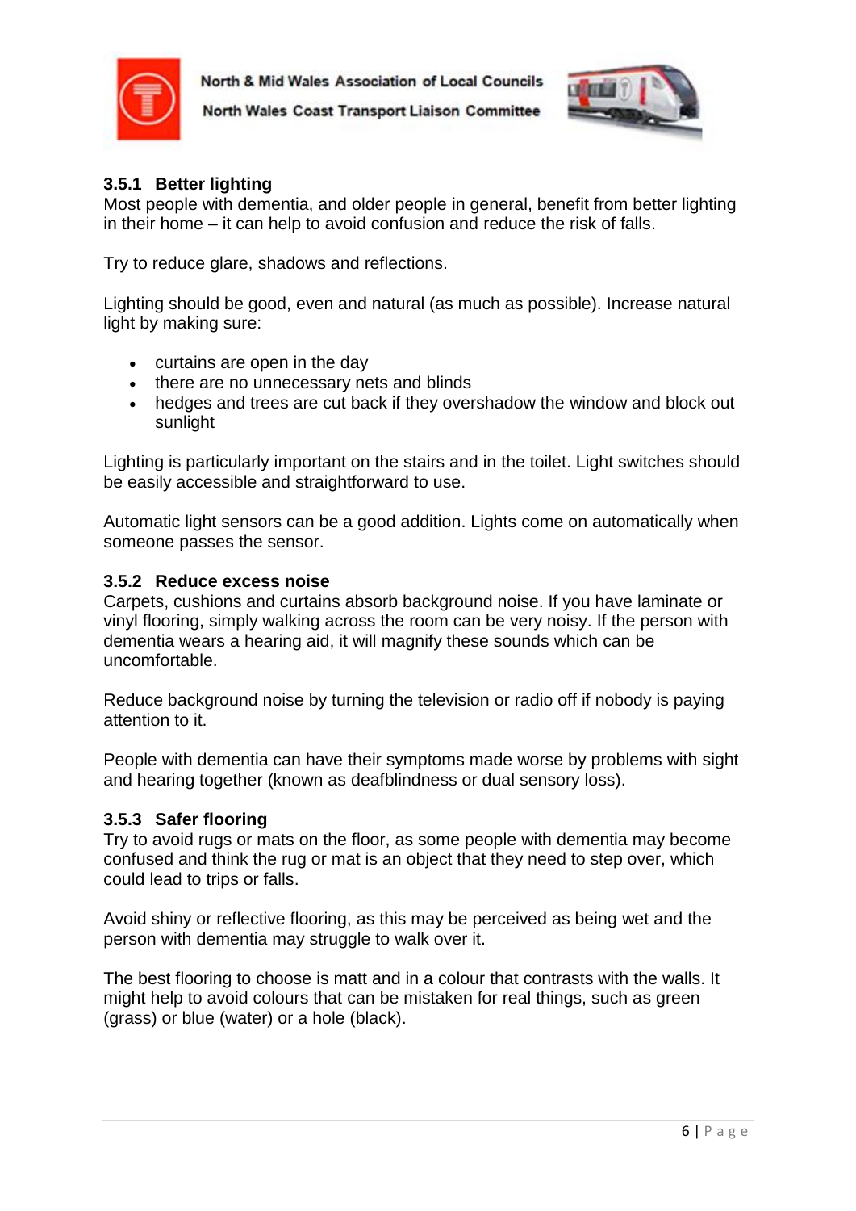### 3.5.1 Better lighting

Most people with dementia, and older people in general, benefit from better lighting in their home – it can help to avoid confusion and reduce the risk of falls.

Try to reduce glare, shadows and reflections.

Lighting should be good, even and natural (as much as possible). Increase natural light by making sure:

- curtains are open in the day
- there are no unnecessary nets and blinds
- hedges and trees are cut back if they overshadow the window and block out sunlight

Lighting is particularly important on the stairs and in the toilet. Light switches should be easily accessible and straightforward to use.

Automatic light sensors can be a good addition. Lights come on automatically when someone passes the sensor.

### 3.5.2 Reduce excess noise

Carpets, cushions and curtains absorb background noise. If you have laminate or vinyl flooring, simply walking across the room can be very noisy. If the person with dementia wears a hearing aid, it will magnify these sounds which can be uncomfortable.

Reduce background noise by turning the television or radio off if nobody is paying attention to it.

People with dementia can have their symptoms made worse by problems with sight and hearing together (known as deafblindness or dual sensory loss).

### 3.5.3 Safer flooring

Try to avoid rugs or mats on the floor, as some people with dementia may become confused and think the rug or mat is an object that they need to step over, which could lead to trips or falls.

Avoid shiny or reflective flooring, as this may be perceived as being wet and the person with dementia may struggle to walk over it.

The best flooring to choose is matt and in a colour that contrasts with the walls. It might help to avoid colours that can be mistaken for real things, such as green (grass) or blue (water) or a hole (black).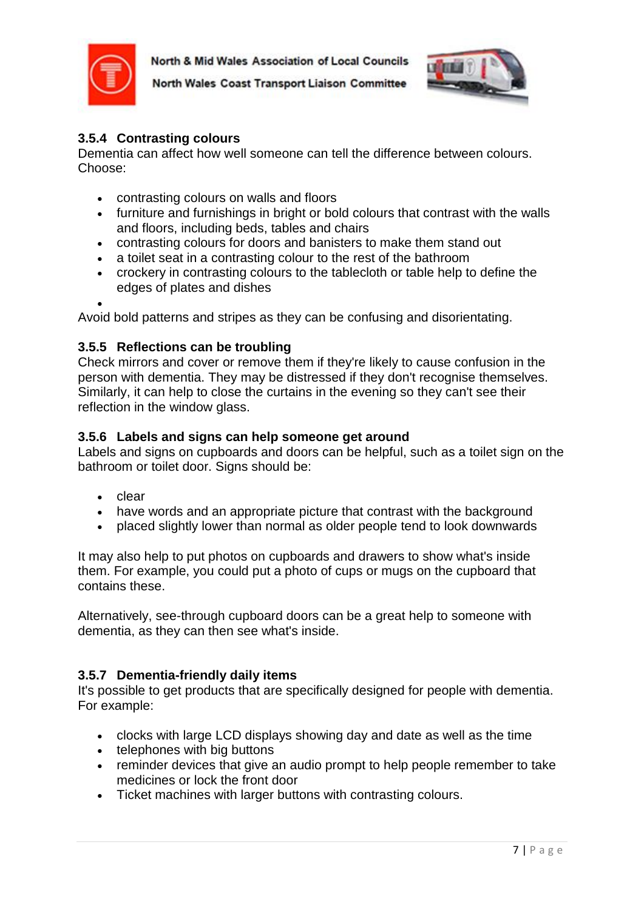### 3.5.4 Contrasting colours

Dementia can affect how well someone can tell the difference between colours. Choose:

- contrasting colours on walls and floors
- furniture and furnishings in bright or bold colours that contrast with the walls and floors, including beds, tables and chairs
- contrasting colours for doors and banisters to make them stand out
- a toilet seat in a contrasting colour to the rest of the bathroom
- crockery in contrasting colours to the tablecloth or table help to define the edges of plates and dishes

Avoid bold patterns and stripes as they can be confusing and disorientating.

### 3.5.5 Reflections can be troubling

Check mirrors and cover or remove them if they're likely to cause confusion in the person with dementia. They may be distressed if they don't recognise themselves. Similarly, it can help to close the curtains in the evening so they can't see their reflection in the window glass.

### 3.5.6 Labels and signs can help someone get around

Labels and signs on cupboards and doors can be helpful, such as a toilet sign on the bathroom or toilet door. Signs should be:

- clear
- have words and an appropriate picture that contrast with the background
- placed slightly lower than normal as older people tend to look downwards

It may also help to put photos on cupboards and drawers to show what's inside them. For example, you could put a photo of cups or mugs on the cupboard that contains these.

Alternatively, see-through cupboard doors can be a great help to someone with dementia, as they can then see what's inside.

### 3.5.7 Dementia-friendly daily items

It's possible to get products that are specifically designed for people with dementia. For example:

- clocks with large LCD displays showing day and date as well as the time
- telephones with big buttons
- reminder devices that give an audio prompt to help people remember to take medicines or lock the front door
- Ticket machines with larger buttons with contrasting colours.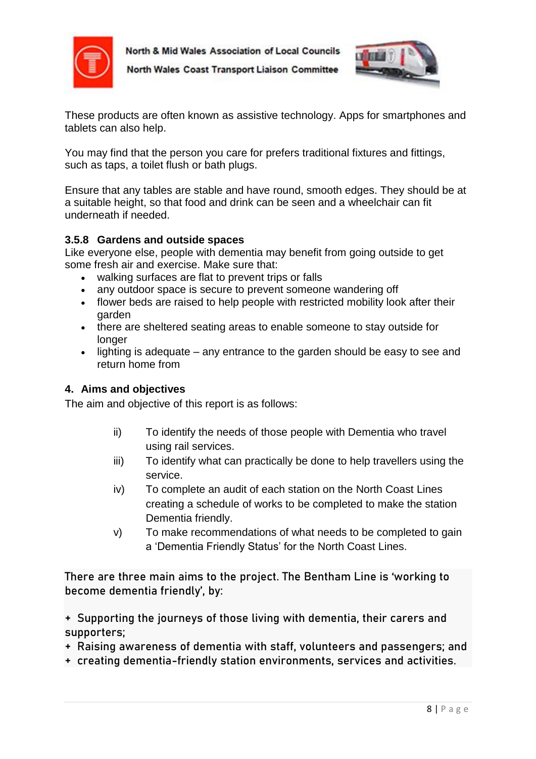These products are often known as assistive technology. Apps for smartphones and tablets can also help.

You may find that the person you care for prefers traditional fixtures and fittings, such as taps, a toilet flush or bath plugs.

Ensure that any tables are stable and have round, smooth edges. They should be at a suitable height, so that food and drink can be seen and a wheelchair can fit underneath if needed.

### 3.5.8 Gardens and outside spaces

Like everyone else, people with dementia may benefit from going outside to get some fresh air and exercise. Make sure that:

- walking surfaces are flat to prevent trips or falls
- any outdoor space is secure to prevent someone wandering off
- flower beds are raised to help people with restricted mobility look after their garden
- there are sheltered seating areas to enable someone to stay outside for longer
- lighting is adequate – any entrance to the garden should be easy to see and return home from

## 4. Aims and objectives

The aim and objective of this report is as follows:

ii) To identify the needs of those people with Dementia who travel using rail services.

iii) To identify what can practically be done to help travellers using the service.

iv) To complete an audit of each station on the North Coast Lines creating a schedule of works to be completed to make the station Dementia friendly.

v) To make recommendations of what needs to be completed to gain a 'Dementia Friendly Status' for the North Coast Lines.

There are three main aims to the project. The Bentham Line is 'working to become dementia friendly', by:

+ Supporting the journeys of those living with dementia, their carers and supporters;
+ Raising awareness of dementia with staff, volunteers and passengers; and
+ creating dementia-friendly station environments, services and activities.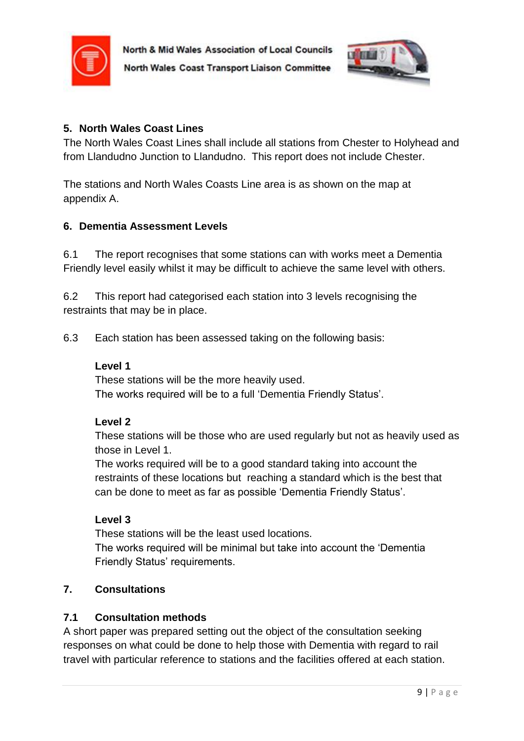## 5. North Wales Coast Lines

The North Wales Coast Lines shall include all stations from Chester to Holyhead and from Llandudno Junction to Llandudno. This report does not include Chester.

The stations and North Wales Coasts Line area is as shown on the map at appendix A.

## 6. Dementia Assessment Levels

6.1 The report recognises that some stations can with works meet a Dementia Friendly level easily whilst it may be difficult to achieve the same level with others.

6.2 This report had categorised each station into 3 levels recognising the restraints that may be in place.

6.3 Each station has been assessed taking on the following basis:

**Level 1**
These stations will be the more heavily used.
The works required will be to a full 'Dementia Friendly Status'.

**Level 2**
These stations will be those who are used regularly but not as heavily used as those in Level 1.
The works required will be to a good standard taking into account the restraints of these locations but reaching a standard which is the best that can be done to meet as far as possible 'Dementia Friendly Status'.

**Level 3**
These stations will be the least used locations.
The works required will be minimal but take into account the 'Dementia Friendly Status' requirements.

## 7. Consultations

### 7.1 Consultation methods

A short paper was prepared setting out the object of the consultation seeking responses on what could be done to help those with Dementia with regard to rail travel with particular reference to stations and the facilities offered at each station.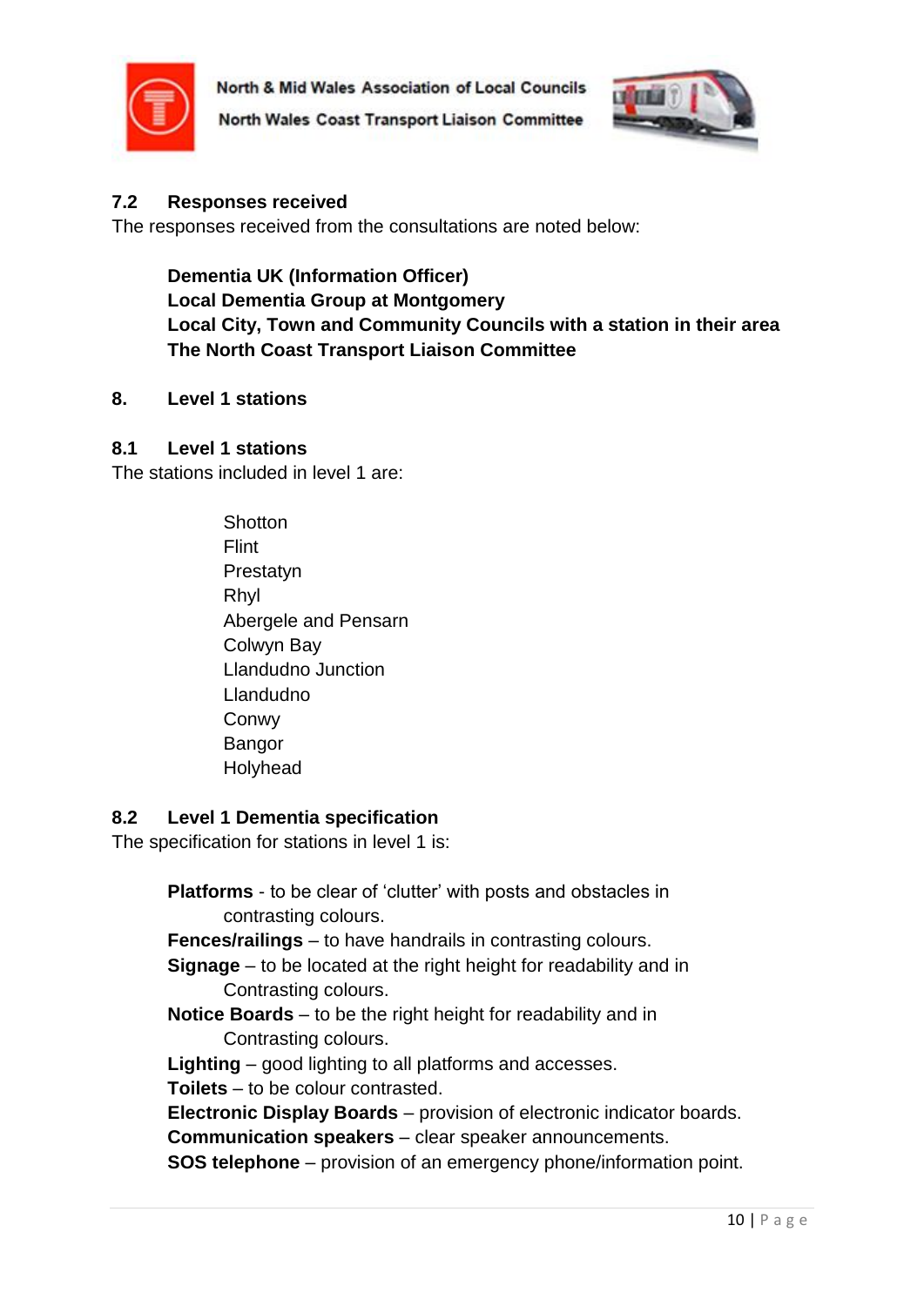### 7.2 Responses received

The responses received from the consultations are noted below:

**Dementia UK (Information Officer)**
**Local Dementia Group at Montgomery**
**Local City, Town and Community Councils with a station in their area**
**The North Coast Transport Liaison Committee**

## 8. Level 1 stations

### 8.1 Level 1 stations

The stations included in level 1 are:

Shotton
Flint
Prestatyn
Rhyl
Abergele and Pensarn
Colwyn Bay
Llandudno Junction
Llandudno
Conwy
Bangor
Holyhead

### 8.2 Level 1 Dementia specification

The specification for stations in level 1 is:

**Platforms** - to be clear of 'clutter' with posts and obstacles in contrasting colours.
**Fences/railings** – to have handrails in contrasting colours.
**Signage** – to be located at the right height for readability and in Contrasting colours.
**Notice Boards** – to be the right height for readability and in Contrasting colours.
**Lighting** – good lighting to all platforms and accesses.
**Toilets** – to be colour contrasted.
**Electronic Display Boards** – provision of electronic indicator boards.
**Communication speakers** – clear speaker announcements.
**SOS telephone** – provision of an emergency phone/information point.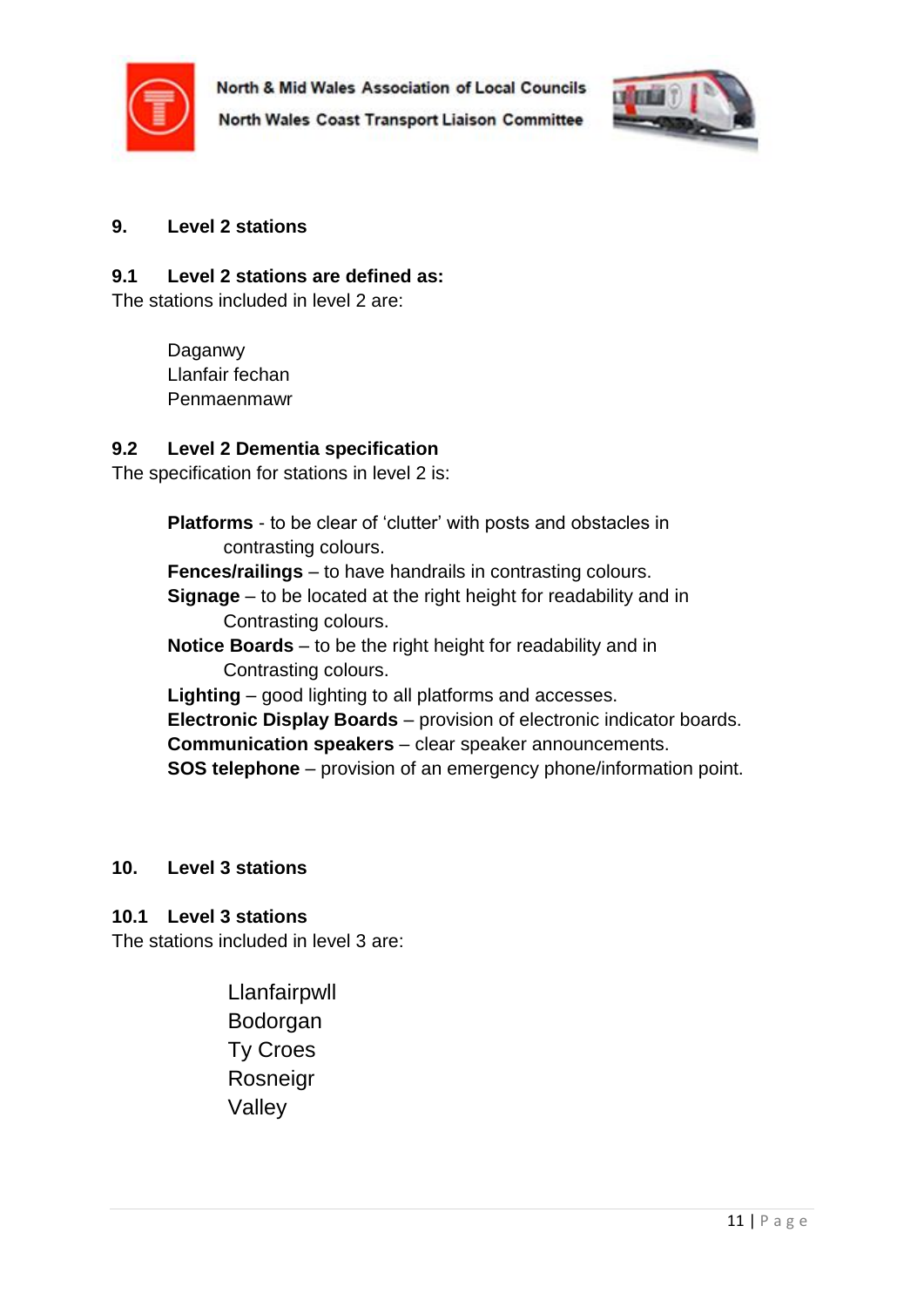## 9. Level 2 stations

### 9.1 Level 2 stations are defined as:

The stations included in level 2 are:

Daganwy
Llanfair fechan
Penmaenmawr

### 9.2 Level 2 Dementia specification

The specification for stations in level 2 is:

**Platforms** - to be clear of 'clutter' with posts and obstacles in contrasting colours.
**Fences/railings** – to have handrails in contrasting colours.
**Signage** – to be located at the right height for readability and in Contrasting colours.
**Notice Boards** – to be the right height for readability and in Contrasting colours.
**Lighting** – good lighting to all platforms and accesses.
**Electronic Display Boards** – provision of electronic indicator boards.
**Communication speakers** – clear speaker announcements.
**SOS telephone** – provision of an emergency phone/information point.

## 10. Level 3 stations

### 10.1 Level 3 stations

The stations included in level 3 are:

Llanfairpwll
Bodorgan
Ty Croes
Rosneigr
Valley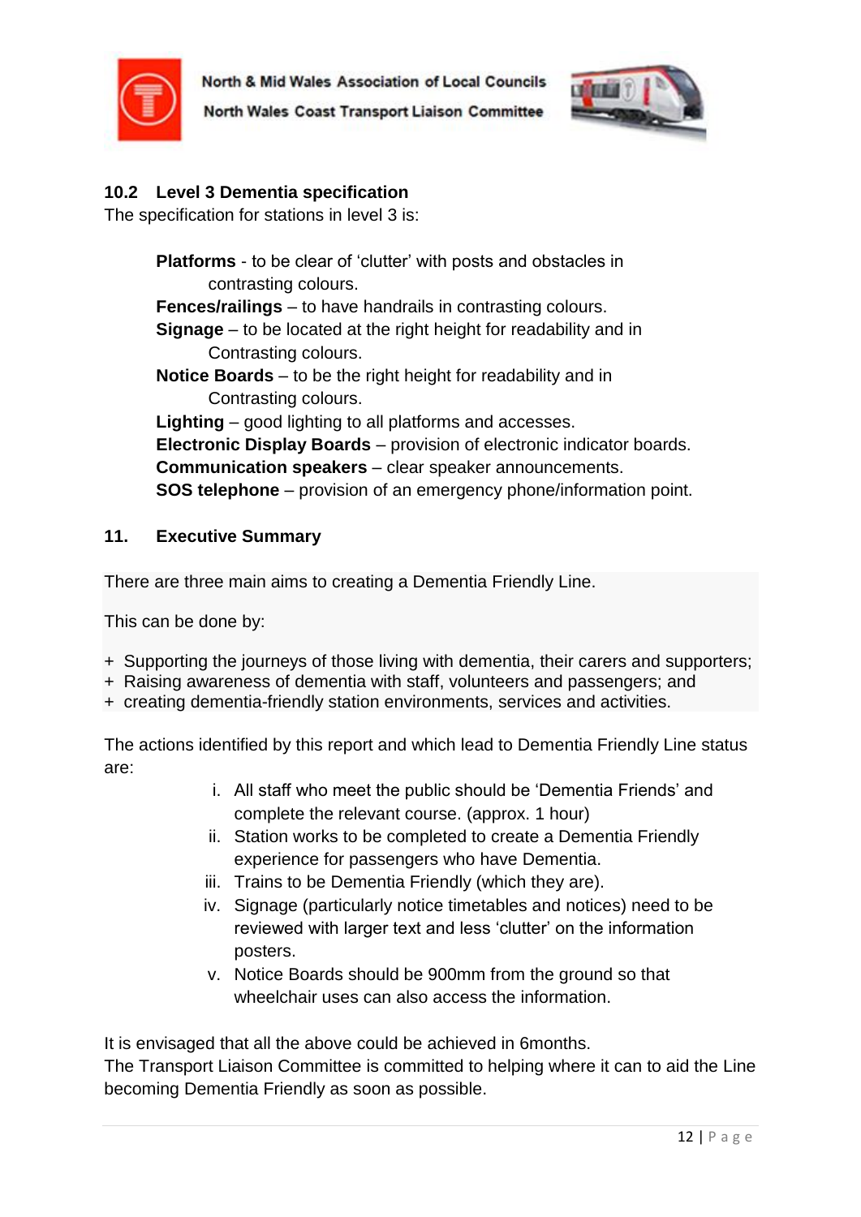### 10.2 Level 3 Dementia specification

The specification for stations in level 3 is:

**Platforms** - to be clear of 'clutter' with posts and obstacles in contrasting colours.
**Fences/railings** – to have handrails in contrasting colours.
**Signage** – to be located at the right height for readability and in Contrasting colours.
**Notice Boards** – to be the right height for readability and in Contrasting colours.
**Lighting** – good lighting to all platforms and accesses.
**Electronic Display Boards** – provision of electronic indicator boards.
**Communication speakers** – clear speaker announcements.
**SOS telephone** – provision of an emergency phone/information point.

## 11. Executive Summary

There are three main aims to creating a Dementia Friendly Line.

This can be done by:

+ Supporting the journeys of those living with dementia, their carers and supporters;
+ Raising awareness of dementia with staff, volunteers and passengers; and
+ creating dementia-friendly station environments, services and activities.

The actions identified by this report and which lead to Dementia Friendly Line status are:

i. All staff who meet the public should be 'Dementia Friends' and complete the relevant course. (approx. 1 hour)
ii. Station works to be completed to create a Dementia Friendly experience for passengers who have Dementia.
iii. Trains to be Dementia Friendly (which they are).
iv. Signage (particularly notice timetables and notices) need to be reviewed with larger text and less 'clutter' on the information posters.
v. Notice Boards should be 900mm from the ground so that wheelchair uses can also access the information.

It is envisaged that all the above could be achieved in 6months.
The Transport Liaison Committee is committed to helping where it can to aid the Line becoming Dementia Friendly as soon as possible.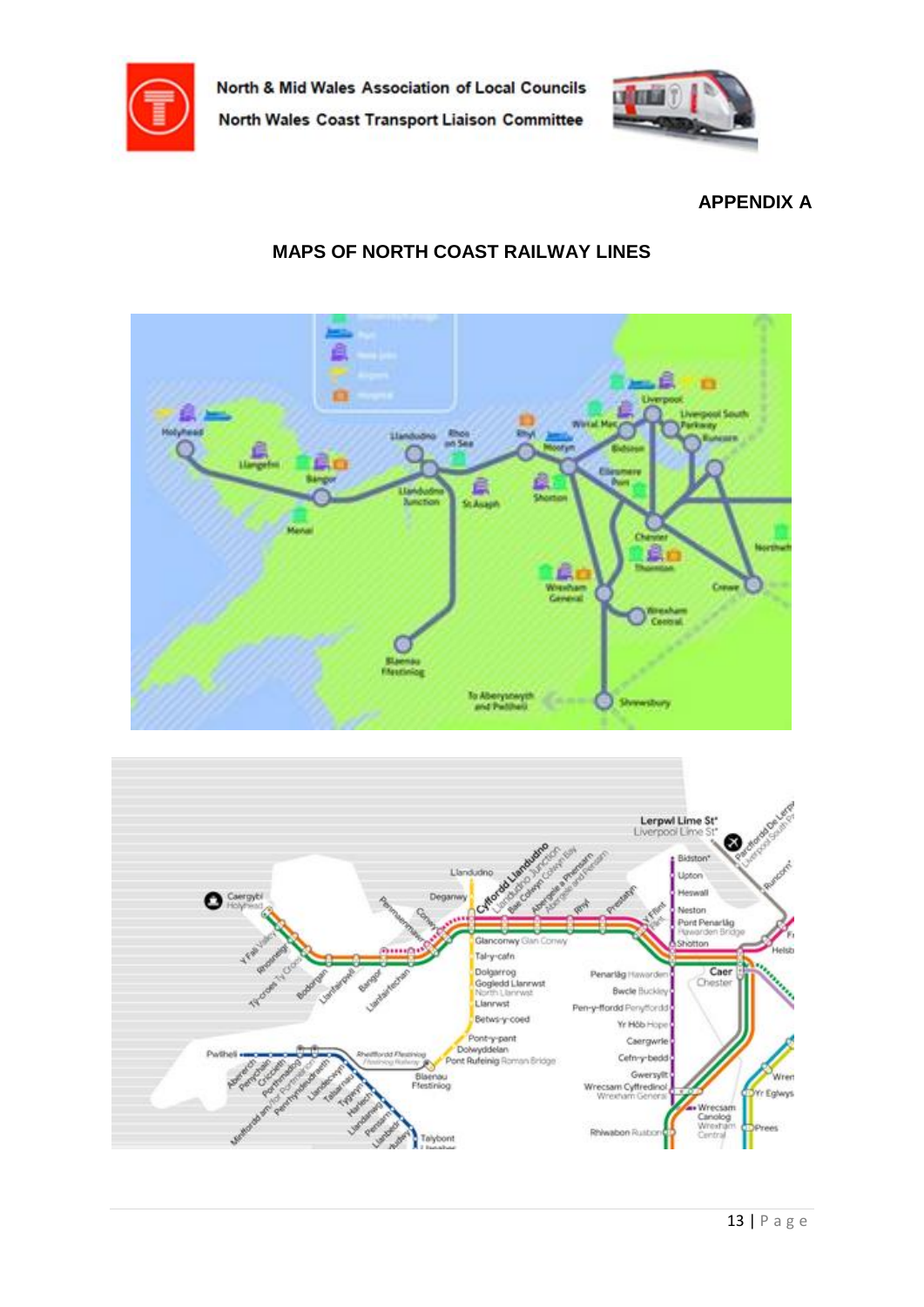**APPENDIX A**

## MAPS OF NORTH COAST RAILWAY LINES

Holyhead
Llangefni
Bangor
Menai
Llandudno
Rhos on Sea
Llandudno Junction
St Asaph
Rhyl
Mostyn
Shotton
Wirral Met
Bidston
Liverpool
Liverpool South Parkway
Runcorn
Ellesmere Port
Chester
Thornton
Northwich
Crewe
Wrexham General
Wrexham Central
Blaenau Ffestiniog
To Aberystwyth and Pwllheli
Shrewsbury

Lerpwl Lime St* Liverpool Lime St*
Parcffordd De Lerpwl Liverpool South Parkway
Runcorn*
Caergybi Holyhead
Y Fali Valley
Rhosneigr
Tŷ-croes Ty Croes
Bodorgan
Llanfairpwll
Bangor
Llanfairfechan
Penmaenmawr
Conwy
Deganwy
Llandudno
Cyffordd Llandudno Llandudno Junction
Bae Colwyn Colwyn Bay
Abergele a Phensarn Abergele and Pensarn
Rhyl
Prestatyn
Y Fflint Flint
Bidston*
Upton
Heswall
Neston
Pont Penarlâg Hawarden Bridge
Shotton
Glanconwy Glan Conwy
Tal-y-cafn
Dolgarrog
Gogledd Llanrwst North Llanrwst
Llanrwst
Betws-y-coed
Pont-y-pant
Dolwyddelan
Pont Rufeinig Roman Bridge
Blaenau Ffestiniog
Rheilffordd Ffestiniog Ffestiniog Railway
Penarlâg Hawarden
Bwcle Buckley
Pen-y-ffordd Penyffordd
Yr Hôb Hope
Caergwrle
Cefn-y-bedd
Gwersyllt
Wrecsam Cyffredinol Wrexham General
Wrecsam Canolog Wrexham Central
Rhiwabon Ruabon
Caer Chester
Helsby
Wren
Yr Eglwys
Prees
Pwllheli
Abererch
Penychain
Cricieth
Porthmadog
Minffordd
Penrhyndeudraeth
Llandecwyn
Talsarnau
Tygwyn
Harlech
Llandanwg
Pensarn
Llanbedr
Dyffryn Ardudwy
Talybont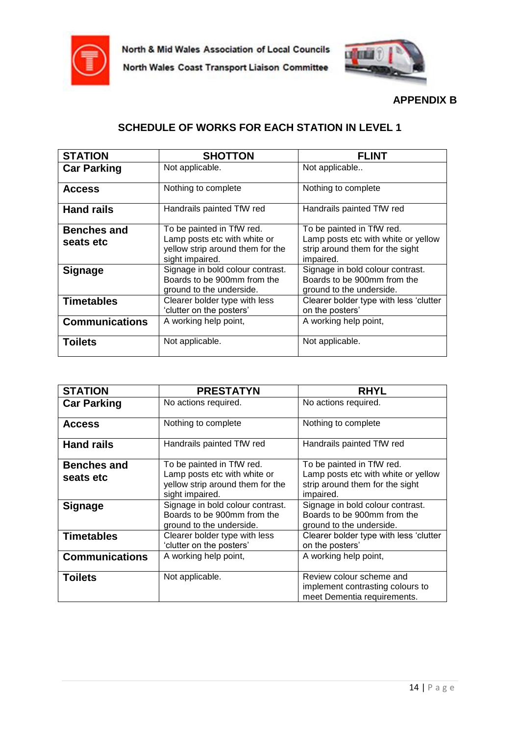North & Mid Wales Association of Local Councils

North Wales Coast Transport Liaison Committee

**APPENDIX B**

## SCHEDULE OF WORKS FOR EACH STATION IN LEVEL 1

| STATION | SHOTTON | FLINT |
|---|---|---|
| **Car Parking** | Not applicable. | Not applicable.. |
| **Access** | Nothing to complete | Nothing to complete |
| **Hand rails** | Handrails painted TfW red | Handrails painted TfW red |
| **Benches and seats etc** | To be painted in TfW red. Lamp posts etc with white or yellow strip around them for the sight impaired. | To be painted in TfW red. Lamp posts etc with white or yellow strip around them for the sight impaired. |
| **Signage** | Signage in bold colour contrast. Boards to be 900mm from the ground to the underside. | Signage in bold colour contrast. Boards to be 900mm from the ground to the underside. |
| **Timetables** | Clearer bolder type with less 'clutter on the posters' | Clearer bolder type with less 'clutter on the posters' |
| **Communications** | A working help point, | A working help point, |
| **Toilets** | Not applicable. | Not applicable. |

| STATION | PRESTATYN | RHYL |
|---|---|---|
| **Car Parking** | No actions required. | No actions required. |
| **Access** | Nothing to complete | Nothing to complete |
| **Hand rails** | Handrails painted TfW red | Handrails painted TfW red |
| **Benches and seats etc** | To be painted in TfW red. Lamp posts etc with white or yellow strip around them for the sight impaired. | To be painted in TfW red. Lamp posts etc with white or yellow strip around them for the sight impaired. |
| **Signage** | Signage in bold colour contrast. Boards to be 900mm from the ground to the underside. | Signage in bold colour contrast. Boards to be 900mm from the ground to the underside. |
| **Timetables** | Clearer bolder type with less 'clutter on the posters' | Clearer bolder type with less 'clutter on the posters' |
| **Communications** | A working help point, | A working help point, |
| **Toilets** | Not applicable. | Review colour scheme and implement contrasting colours to meet Dementia requirements. |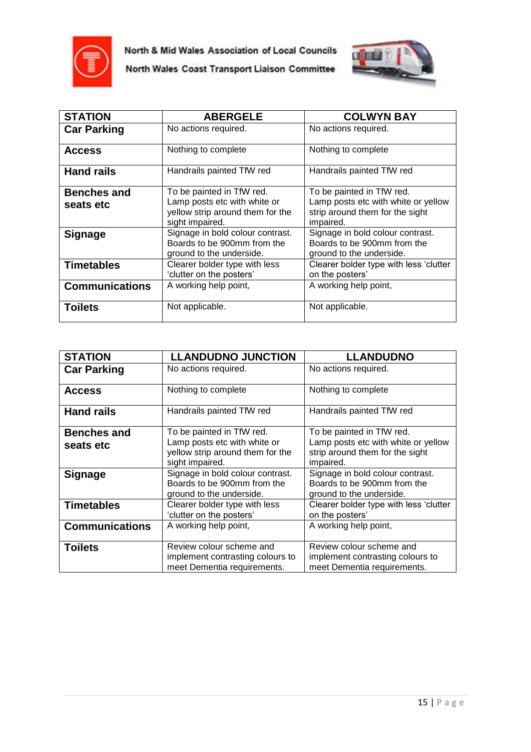| STATION | ABERGELE | COLWYN BAY |
|---|---|---|
| **Car Parking** | No actions required. | No actions required. |
| **Access** | Nothing to complete | Nothing to complete |
| **Hand rails** | Handrails painted TfW red | Handrails painted TfW red |
| **Benches and seats etc** | To be painted in TfW red. Lamp posts etc with white or yellow strip around them for the sight impaired. | To be painted in TfW red. Lamp posts etc with white or yellow strip around them for the sight impaired. |
| **Signage** | Signage in bold colour contrast. Boards to be 900mm from the ground to the underside. | Signage in bold colour contrast. Boards to be 900mm from the ground to the underside. |
| **Timetables** | Clearer bolder type with less 'clutter on the posters' | Clearer bolder type with less 'clutter on the posters' |
| **Communications** | A working help point, | A working help point, |
| **Toilets** | Not applicable. | Not applicable. |

| STATION | LLANDUDNO JUNCTION | LLANDUDNO |
|---|---|---|
| **Car Parking** | No actions required. | No actions required. |
| **Access** | Nothing to complete | Nothing to complete |
| **Hand rails** | Handrails painted TfW red | Handrails painted TfW red |
| **Benches and seats etc** | To be painted in TfW red. Lamp posts etc with white or yellow strip around them for the sight impaired. | To be painted in TfW red. Lamp posts etc with white or yellow strip around them for the sight impaired. |
| **Signage** | Signage in bold colour contrast. Boards to be 900mm from the ground to the underside. | Signage in bold colour contrast. Boards to be 900mm from the ground to the underside. |
| **Timetables** | Clearer bolder type with less 'clutter on the posters' | Clearer bolder type with less 'clutter on the posters' |
| **Communications** | A working help point, | A working help point, |
| **Toilets** | Review colour scheme and implement contrasting colours to meet Dementia requirements. | Review colour scheme and implement contrasting colours to meet Dementia requirements. |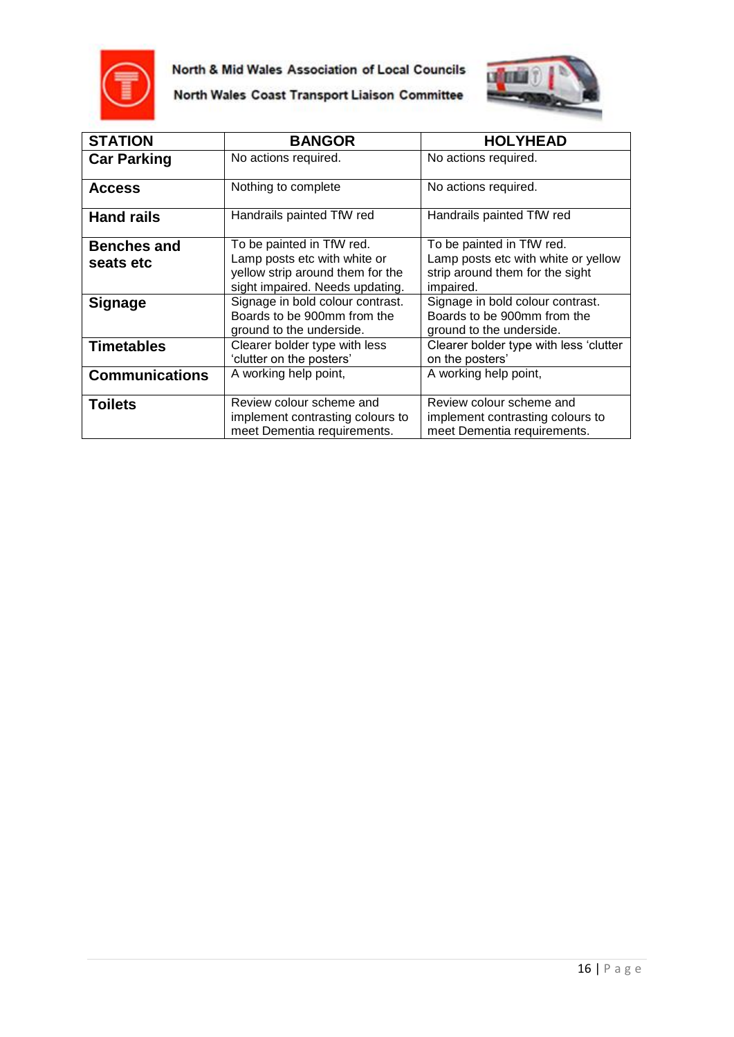| STATION | BANGOR | HOLYHEAD |
|---|---|---|
| **Car Parking** | No actions required. | No actions required. |
| **Access** | Nothing to complete | No actions required. |
| **Hand rails** | Handrails painted TfW red | Handrails painted TfW red |
| **Benches and seats etc** | To be painted in TfW red. Lamp posts etc with white or yellow strip around them for the sight impaired. Needs updating. | To be painted in TfW red. Lamp posts etc with white or yellow strip around them for the sight impaired. |
| **Signage** | Signage in bold colour contrast. Boards to be 900mm from the ground to the underside. | Signage in bold colour contrast. Boards to be 900mm from the ground to the underside. |
| **Timetables** | Clearer bolder type with less 'clutter on the posters' | Clearer bolder type with less 'clutter on the posters' |
| **Communications** | A working help point, | A working help point, |
| **Toilets** | Review colour scheme and implement contrasting colours to meet Dementia requirements. | Review colour scheme and implement contrasting colours to meet Dementia requirements. |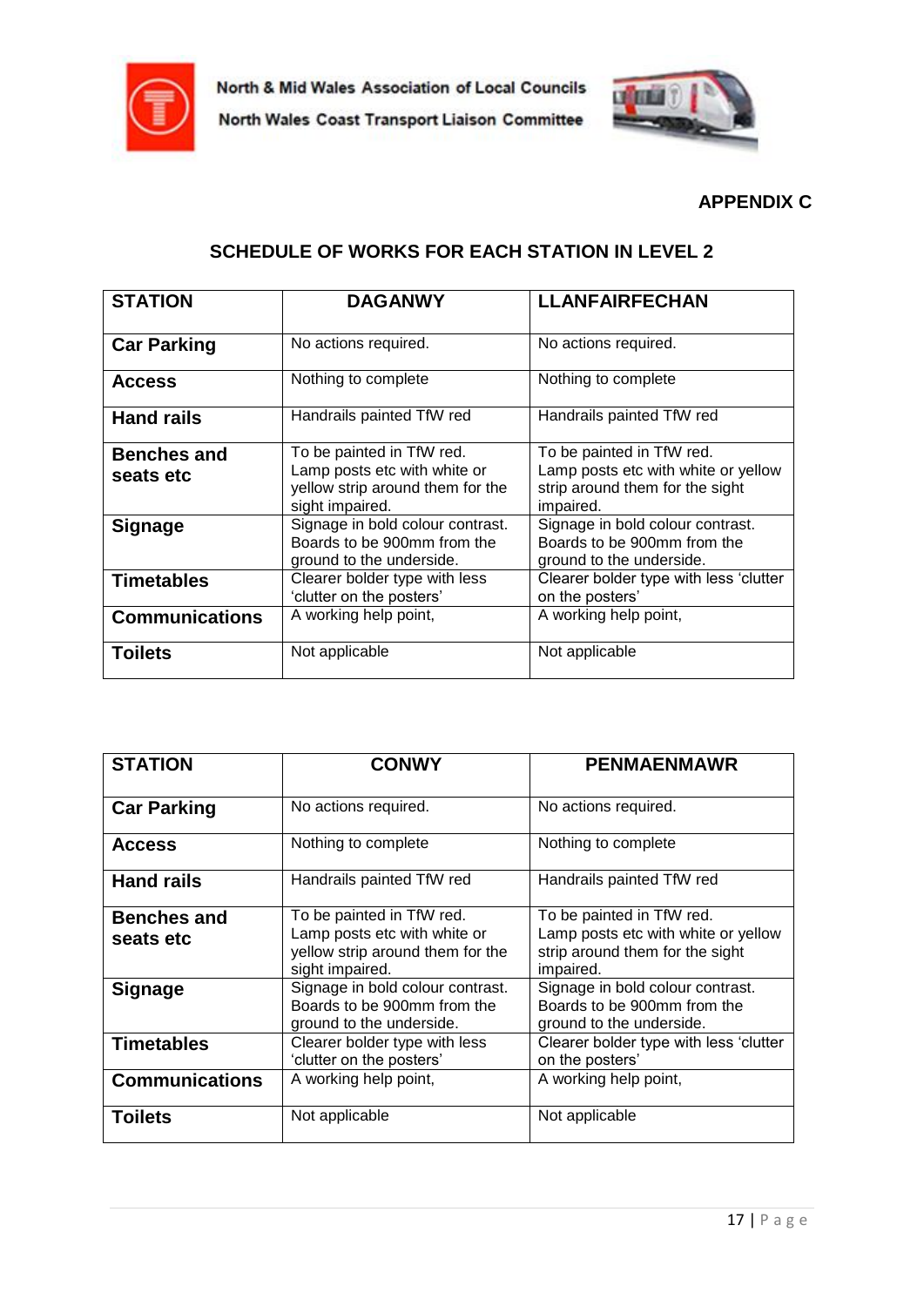North & Mid Wales Association of Local Councils

North Wales Coast Transport Liaison Committee

**APPENDIX C**

## SCHEDULE OF WORKS FOR EACH STATION IN LEVEL 2

| STATION | DAGANWY | LLANFAIRFECHAN |
|---|---|---|
| **Car Parking** | No actions required. | No actions required. |
| **Access** | Nothing to complete | Nothing to complete |
| **Hand rails** | Handrails painted TfW red | Handrails painted TfW red |
| **Benches and seats etc** | To be painted in TfW red. Lamp posts etc with white or yellow strip around them for the sight impaired. | To be painted in TfW red. Lamp posts etc with white or yellow strip around them for the sight impaired. |
| **Signage** | Signage in bold colour contrast. Boards to be 900mm from the ground to the underside. | Signage in bold colour contrast. Boards to be 900mm from the ground to the underside. |
| **Timetables** | Clearer bolder type with less 'clutter on the posters' | Clearer bolder type with less 'clutter on the posters' |
| **Communications** | A working help point, | A working help point, |
| **Toilets** | Not applicable | Not applicable |

| STATION | CONWY | PENMAENMAWR |
|---|---|---|
| **Car Parking** | No actions required. | No actions required. |
| **Access** | Nothing to complete | Nothing to complete |
| **Hand rails** | Handrails painted TfW red | Handrails painted TfW red |
| **Benches and seats etc** | To be painted in TfW red. Lamp posts etc with white or yellow strip around them for the sight impaired. | To be painted in TfW red. Lamp posts etc with white or yellow strip around them for the sight impaired. |
| **Signage** | Signage in bold colour contrast. Boards to be 900mm from the ground to the underside. | Signage in bold colour contrast. Boards to be 900mm from the ground to the underside. |
| **Timetables** | Clearer bolder type with less 'clutter on the posters' | Clearer bolder type with less 'clutter on the posters' |
| **Communications** | A working help point, | A working help point, |
| **Toilets** | Not applicable | Not applicable |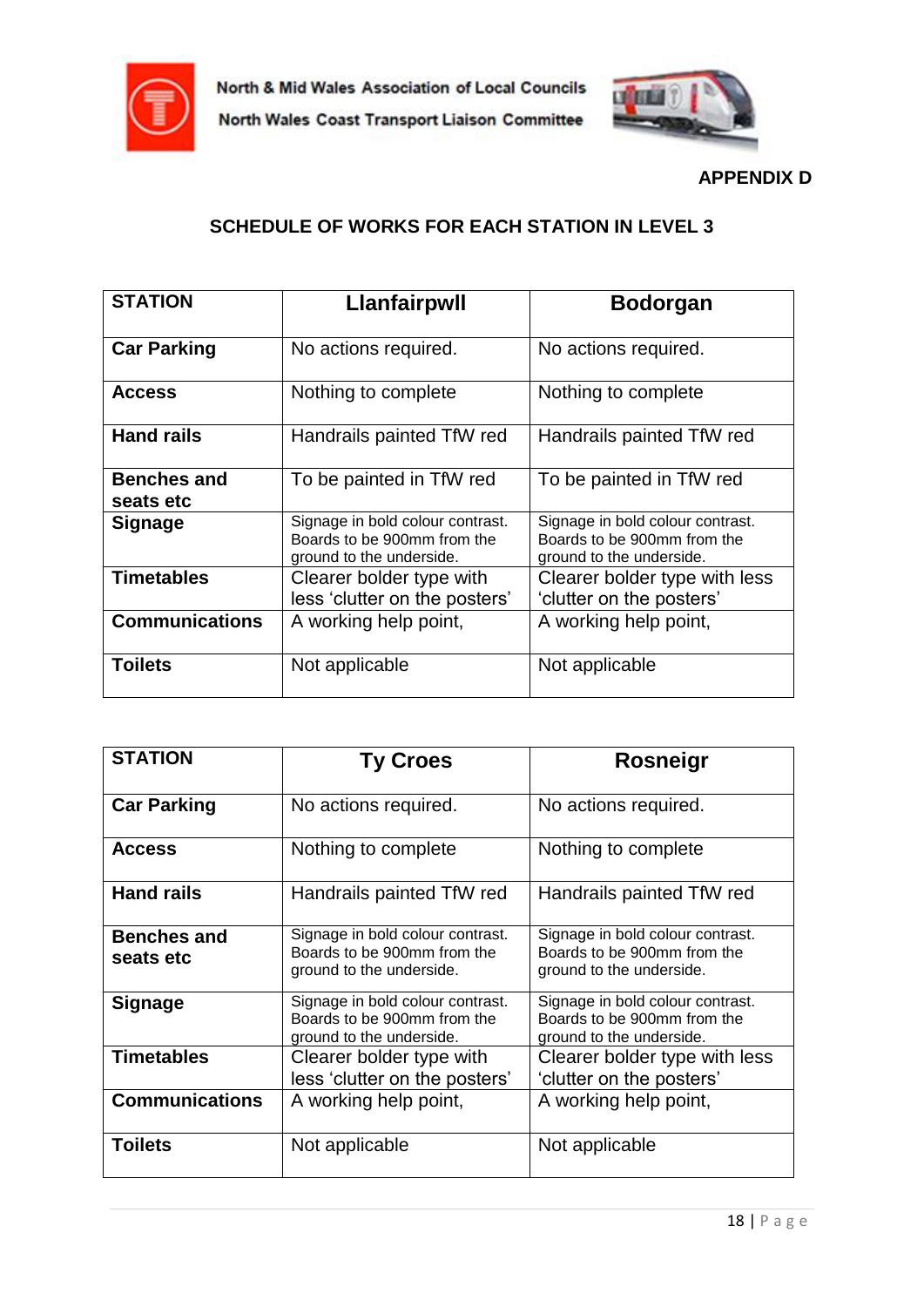North & Mid Wales Association of Local Councils

North Wales Coast Transport Liaison Committee

**APPENDIX D**

## SCHEDULE OF WORKS FOR EACH STATION IN LEVEL 3

| STATION | Llanfairpwll | Bodorgan |
|---|---|---|
| **Car Parking** | No actions required. | No actions required. |
| **Access** | Nothing to complete | Nothing to complete |
| **Hand rails** | Handrails painted TfW red | Handrails painted TfW red |
| **Benches and seats etc** | To be painted in TfW red | To be painted in TfW red |
| **Signage** | Signage in bold colour contrast. Boards to be 900mm from the ground to the underside. | Signage in bold colour contrast. Boards to be 900mm from the ground to the underside. |
| **Timetables** | Clearer bolder type with less 'clutter on the posters' | Clearer bolder type with less 'clutter on the posters' |
| **Communications** | A working help point, | A working help point, |
| **Toilets** | Not applicable | Not applicable |

| STATION | Ty Croes | Rosneigr |
|---|---|---|
| **Car Parking** | No actions required. | No actions required. |
| **Access** | Nothing to complete | Nothing to complete |
| **Hand rails** | Handrails painted TfW red | Handrails painted TfW red |
| **Benches and seats etc** | Signage in bold colour contrast. Boards to be 900mm from the ground to the underside. | Signage in bold colour contrast. Boards to be 900mm from the ground to the underside. |
| **Signage** | Signage in bold colour contrast. Boards to be 900mm from the ground to the underside. | Signage in bold colour contrast. Boards to be 900mm from the ground to the underside. |
| **Timetables** | Clearer bolder type with less 'clutter on the posters' | Clearer bolder type with less 'clutter on the posters' |
| **Communications** | A working help point, | A working help point, |
| **Toilets** | Not applicable | Not applicable |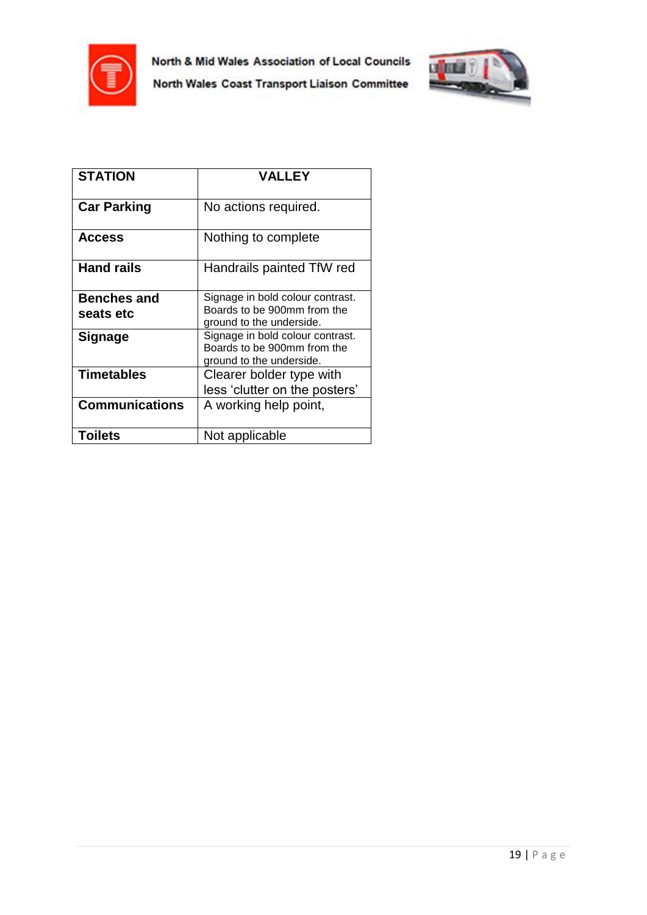| STATION | VALLEY |
|---|---|
| **Car Parking** | No actions required. |
| **Access** | Nothing to complete |
| **Hand rails** | Handrails painted TfW red |
| **Benches and seats etc** | Signage in bold colour contrast. Boards to be 900mm from the ground to the underside. |
| **Signage** | Signage in bold colour contrast. Boards to be 900mm from the ground to the underside. |
| **Timetables** | Clearer bolder type with less 'clutter on the posters' |
| **Communications** | A working help point, |
| **Toilets** | Not applicable |